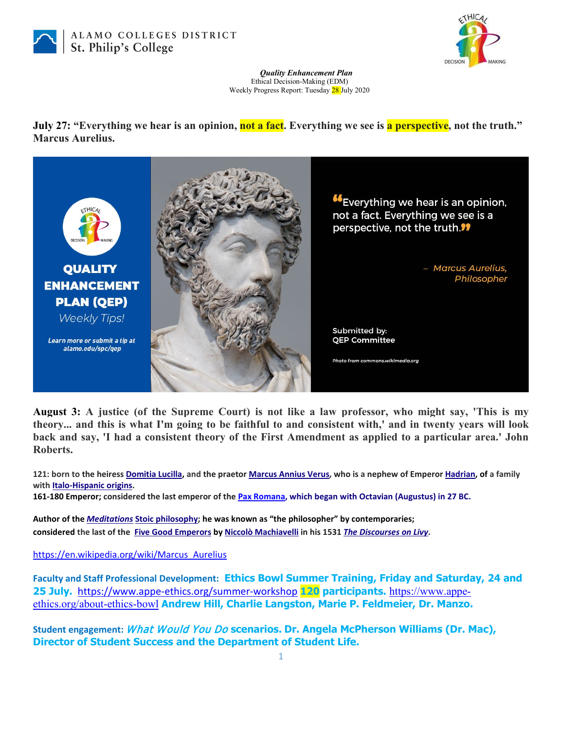ALAMO COLLEGES DISTRICT
St. Philip's College

***Quality Enhancement Plan***
Ethical Decision-Making (EDM)
Weekly Progress Report: Tuesday 28 July 2020

**July 27: "Everything we hear is an opinion, not a fact. Everything we see is a perspective, not the truth." Marcus Aurelius.**

**QUALITY ENHANCEMENT PLAN (QEP)**
*Weekly Tips!*

***Learn more or submit a tip at alamo.edu/spc/qep***

"Everything we hear is an opinion, not a fact. Everything we see is a perspective, not the truth."

– *Marcus Aurelius, Philosopher*

**Submitted by:**
**QEP Committee**

*Photo from commons.wikimedia.org*

**August 3: A justice (of the Supreme Court) is not like a law professor, who might say, 'This is my theory... and this is what I'm going to be faithful to and consistent with,' and in twenty years will look back and say, 'I had a consistent theory of the First Amendment as applied to a particular area.' John Roberts.**

**121: born to the heiress Domitia Lucilla, and the praetor Marcus Annius Verus, who is a nephew of Emperor Hadrian, of a family with Italo-Hispanic origins.**
**161-180 Emperor; considered the last emperor of the Pax Romana, which began with Octavian (Augustus) in 27 BC.**

**Author of the *Meditations* Stoic philosophy; he was known as "the philosopher" by contemporaries; considered the last of the Five Good Emperors by Niccolò Machiavelli in his 1531 *The Discourses on Livy*.**

https://en.wikipedia.org/wiki/Marcus_Aurelius

**Faculty and Staff Professional Development: Ethics Bowl Summer Training, Friday and Saturday, 24 and 25 July.** https://www.appe-ethics.org/summer-workshop **120 participants.** https://www.appe-ethics.org/about-ethics-bowl **Andrew Hill, Charlie Langston, Marie P. Feldmeier, Dr. Manzo.**

**Student engagement: *What Would You Do* scenarios. Dr. Angela McPherson Williams (Dr. Mac), Director of Student Success and the Department of Student Life.**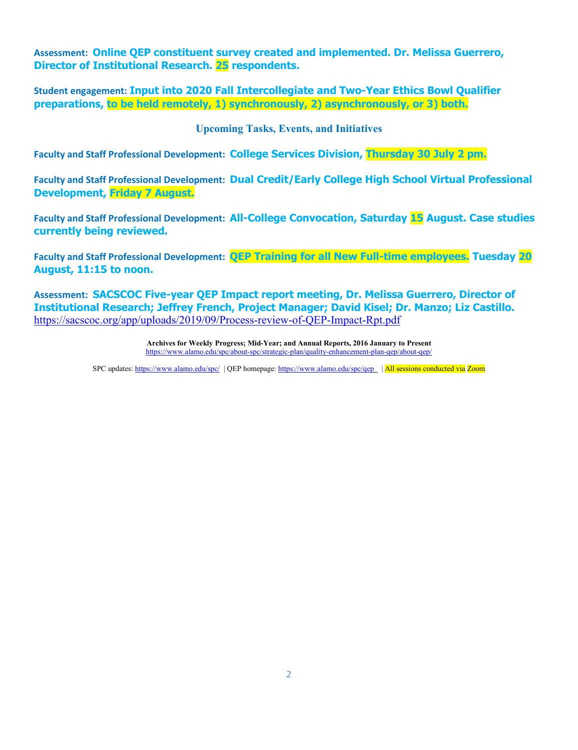**Assessment:** **Online QEP constituent survey created and implemented. Dr. Melissa Guerrero, Director of Institutional Research. 25 respondents.**

**Student engagement:** **Input into 2020 Fall Intercollegiate and Two-Year Ethics Bowl Qualifier preparations, to be held remotely, 1) synchronously, 2) asynchronously, or 3) both.**

## Upcoming Tasks, Events, and Initiatives

**Faculty and Staff Professional Development:** **College Services Division, Thursday 30 July 2 pm.**

**Faculty and Staff Professional Development:** **Dual Credit/Early College High School Virtual Professional Development, Friday 7 August.**

**Faculty and Staff Professional Development:** **All-College Convocation, Saturday 15 August. Case studies currently being reviewed.**

**Faculty and Staff Professional Development:** **QEP Training for all New Full-time employees. Tuesday 20 August, 11:15 to noon.**

**Assessment:** **SACSCOC Five-year QEP Impact report meeting, Dr. Melissa Guerrero, Director of Institutional Research; Jeffrey French, Project Manager; David Kisel; Dr. Manzo; Liz Castillo.** https://sacscoc.org/app/uploads/2019/09/Process-review-of-QEP-Impact-Rpt.pdf

**Archives for Weekly Progress; Mid-Year; and Annual Reports, 2016 January to Present**
https://www.alamo.edu/spc/about-spc/strategic-plan/quality-enhancement-plan-qep/about-qep/

SPC updates: https://www.alamo.edu/spc/ | QEP homepage: https://www.alamo.edu/spc/qep | All sessions conducted via Zoom